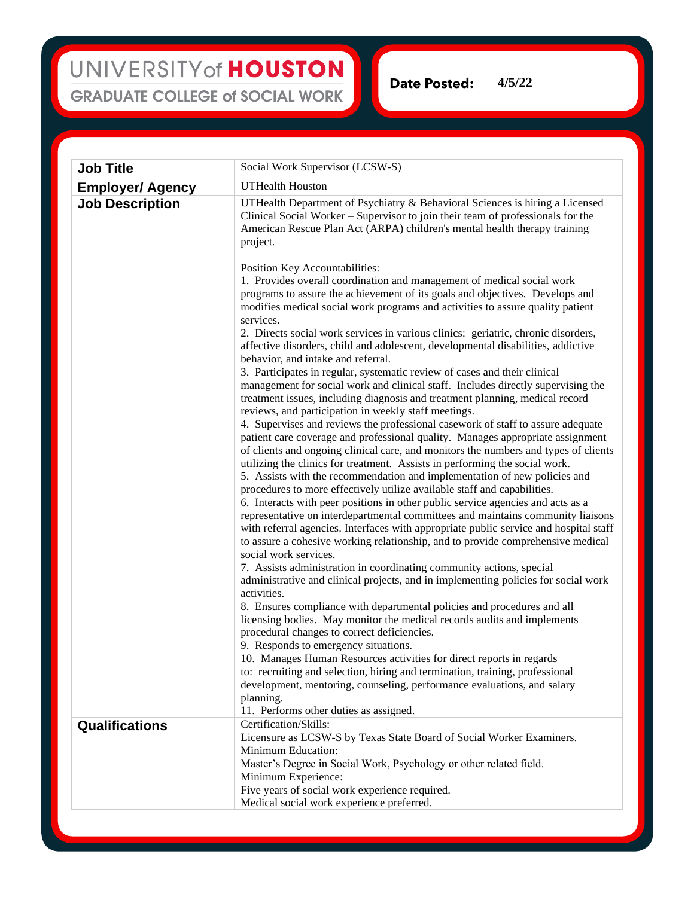# UNIVERSITY of HOUSTON
## GRADUATE COLLEGE of SOCIAL WORK

**Date Posted:** 4/5/22

| **Job Title** | Social Work Supervisor (LCSW-S) |
|---|---|
| **Employer/ Agency** | UTHealth Houston |
| **Job Description** | UTHealth Department of Psychiatry & Behavioral Sciences is hiring a Licensed Clinical Social Worker – Supervisor to join their team of professionals for the American Rescue Plan Act (ARPA) children's mental health therapy training project.<br><br>Position Key Accountabilities:<br>1. Provides overall coordination and management of medical social work programs to assure the achievement of its goals and objectives. Develops and modifies medical social work programs and activities to assure quality patient services.<br>2. Directs social work services in various clinics: geriatric, chronic disorders, affective disorders, child and adolescent, developmental disabilities, addictive behavior, and intake and referral.<br>3. Participates in regular, systematic review of cases and their clinical management for social work and clinical staff. Includes directly supervising the treatment issues, including diagnosis and treatment planning, medical record reviews, and participation in weekly staff meetings.<br>4. Supervises and reviews the professional casework of staff to assure adequate patient care coverage and professional quality. Manages appropriate assignment of clients and ongoing clinical care, and monitors the numbers and types of clients utilizing the clinics for treatment. Assists in performing the social work.<br>5. Assists with the recommendation and implementation of new policies and procedures to more effectively utilize available staff and capabilities.<br>6. Interacts with peer positions in other public service agencies and acts as a representative on interdepartmental committees and maintains community liaisons with referral agencies. Interfaces with appropriate public service and hospital staff to assure a cohesive working relationship, and to provide comprehensive medical social work services.<br>7. Assists administration in coordinating community actions, special administrative and clinical projects, and in implementing policies for social work activities.<br>8. Ensures compliance with departmental policies and procedures and all licensing bodies. May monitor the medical records audits and implements procedural changes to correct deficiencies.<br>9. Responds to emergency situations.<br>10. Manages Human Resources activities for direct reports in regards to: recruiting and selection, hiring and termination, training, professional development, mentoring, counseling, performance evaluations, and salary planning.<br>11. Performs other duties as assigned. |
| **Qualifications** | Certification/Skills:<br>Licensure as LCSW-S by Texas State Board of Social Worker Examiners.<br>Minimum Education:<br>Master's Degree in Social Work, Psychology or other related field.<br>Minimum Experience:<br>Five years of social work experience required.<br>Medical social work experience preferred. |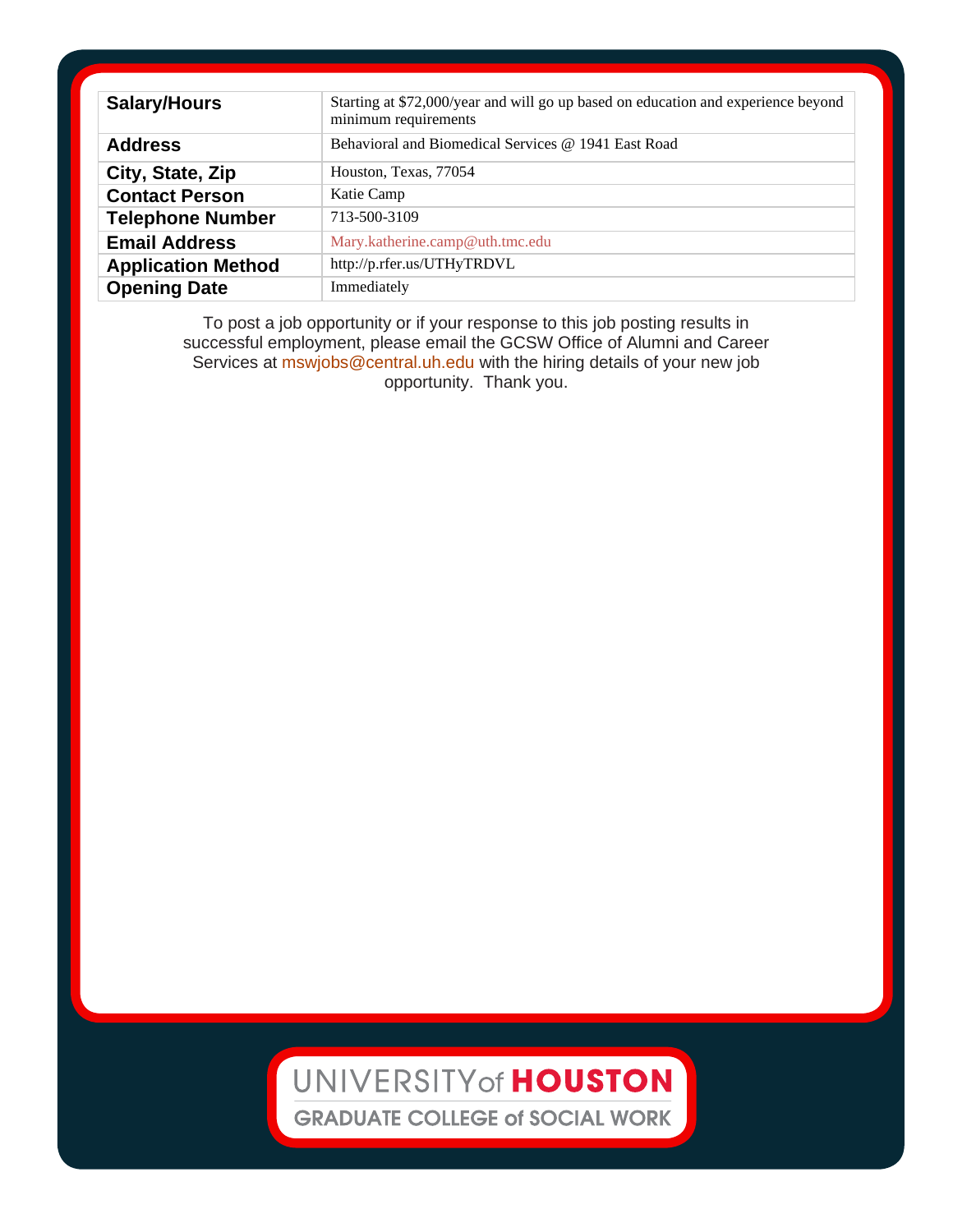| | |
|---|---|
| **Salary/Hours** | Starting at $72,000/year and will go up based on education and experience beyond minimum requirements |
| **Address** | Behavioral and Biomedical Services @ 1941 East Road |
| **City, State, Zip** | Houston, Texas, 77054 |
| **Contact Person** | Katie Camp |
| **Telephone Number** | 713-500-3109 |
| **Email Address** | Mary.katherine.camp@uth.tmc.edu |
| **Application Method** | http://p.rfer.us/UTHyTRDVL |
| **Opening Date** | Immediately |

To post a job opportunity or if your response to this job posting results in successful employment, please email the GCSW Office of Alumni and Career Services at mswjobs@central.uh.edu with the hiring details of your new job opportunity. Thank you.

UNIVERSITY of HOUSTON
GRADUATE COLLEGE of SOCIAL WORK